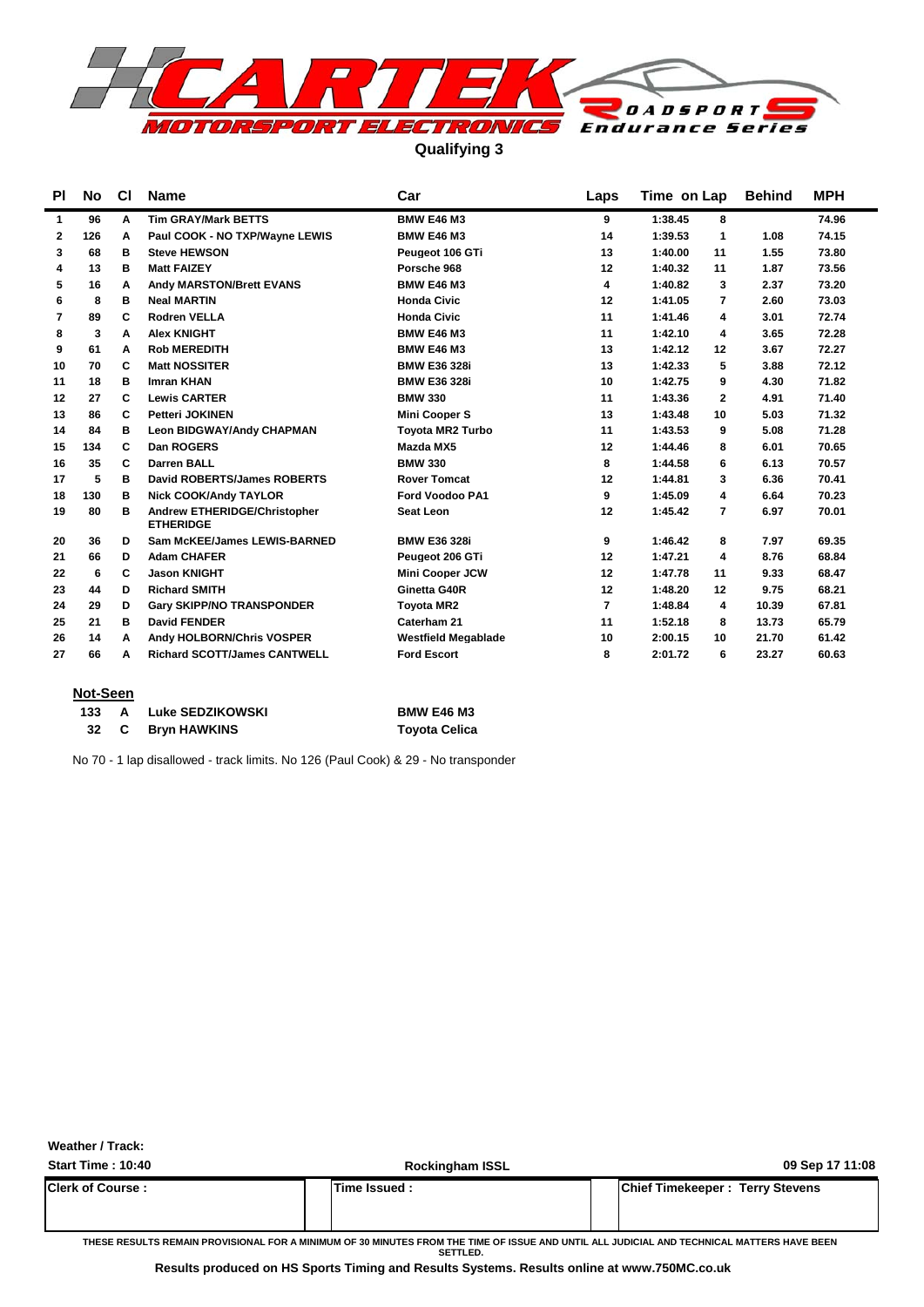# CARTEK MOTORSPORT ELECTRONICS Roadsports Endurance Series

## Qualifying 3

| Pl | No | Cl | Name | Car | Laps | Time | on Lap | Behind | MPH |
|---|---|---|---|---|---|---|---|---|---|
| 1 | 96 | A | Tim GRAY/Mark BETTS | BMW E46 M3 | 9 | 1:38.45 | 8 | | 74.96 |
| 2 | 126 | A | Paul COOK - NO TXP/Wayne LEWIS | BMW E46 M3 | 14 | 1:39.53 | 1 | 1.08 | 74.15 |
| 3 | 68 | B | Steve HEWSON | Peugeot 106 GTi | 13 | 1:40.00 | 11 | 1.55 | 73.80 |
| 4 | 13 | B | Matt FAIZEY | Porsche 968 | 12 | 1:40.32 | 11 | 1.87 | 73.56 |
| 5 | 16 | A | Andy MARSTON/Brett EVANS | BMW E46 M3 | 4 | 1:40.82 | 3 | 2.37 | 73.20 |
| 6 | 8 | B | Neal MARTIN | Honda Civic | 12 | 1:41.05 | 7 | 2.60 | 73.03 |
| 7 | 89 | C | Rodren VELLA | Honda Civic | 11 | 1:41.46 | 4 | 3.01 | 72.74 |
| 8 | 3 | A | Alex KNIGHT | BMW E46 M3 | 11 | 1:42.10 | 4 | 3.65 | 72.28 |
| 9 | 61 | A | Rob MEREDITH | BMW E46 M3 | 13 | 1:42.12 | 12 | 3.67 | 72.27 |
| 10 | 70 | C | Matt NOSSITER | BMW E36 328i | 13 | 1:42.33 | 5 | 3.88 | 72.12 |
| 11 | 18 | B | Imran KHAN | BMW E36 328i | 10 | 1:42.75 | 9 | 4.30 | 71.82 |
| 12 | 27 | C | Lewis CARTER | BMW 330 | 11 | 1:43.36 | 2 | 4.91 | 71.40 |
| 13 | 86 | C | Petteri JOKINEN | Mini Cooper S | 13 | 1:43.48 | 10 | 5.03 | 71.32 |
| 14 | 84 | B | Leon BIDGWAY/Andy CHAPMAN | Toyota MR2 Turbo | 11 | 1:43.53 | 9 | 5.08 | 71.28 |
| 15 | 134 | C | Dan ROGERS | Mazda MX5 | 12 | 1:44.46 | 8 | 6.01 | 70.65 |
| 16 | 35 | C | Darren BALL | BMW 330 | 8 | 1:44.58 | 6 | 6.13 | 70.57 |
| 17 | 5 | B | David ROBERTS/James ROBERTS | Rover Tomcat | 12 | 1:44.81 | 3 | 6.36 | 70.41 |
| 18 | 130 | B | Nick COOK/Andy TAYLOR | Ford Voodoo PA1 | 9 | 1:45.09 | 4 | 6.64 | 70.23 |
| 19 | 80 | B | Andrew ETHERIDGE/Christopher ETHERIDGE | Seat Leon | 12 | 1:45.42 | 7 | 6.97 | 70.01 |
| 20 | 36 | D | Sam McKEE/James LEWIS-BARNED | BMW E36 328i | 9 | 1:46.42 | 8 | 7.97 | 69.35 |
| 21 | 66 | D | Adam CHAFER | Peugeot 206 GTi | 12 | 1:47.21 | 4 | 8.76 | 68.84 |
| 22 | 6 | C | Jason KNIGHT | Mini Cooper JCW | 12 | 1:47.78 | 11 | 9.33 | 68.47 |
| 23 | 44 | D | Richard SMITH | Ginetta G40R | 12 | 1:48.20 | 12 | 9.75 | 68.21 |
| 24 | 29 | D | Gary SKIPP/NO TRANSPONDER | Toyota MR2 | 7 | 1:48.84 | 4 | 10.39 | 67.81 |
| 25 | 21 | B | David FENDER | Caterham 21 | 11 | 1:52.18 | 8 | 13.73 | 65.79 |
| 26 | 14 | A | Andy HOLBORN/Chris VOSPER | Westfield Megablade | 10 | 2:00.15 | 10 | 21.70 | 61.42 |
| 27 | 66 | A | Richard SCOTT/James CANTWELL | Ford Escort | 8 | 2:01.72 | 6 | 23.27 | 60.63 |

**Not-Seen**

| No | Cl | Name | Car |
|---|---|---|---|
| 133 | A | Luke SEDZIKOWSKI | BMW E46 M3 |
| 32 | C | Bryn HAWKINS | Toyota Celica |

No 70 - 1 lap disallowed - track limits. No 126 (Paul Cook) & 29 - No transponder

**Weather / Track:**

**Start Time : 10:40** | **Rockingham ISSL** | **09 Sep 17 11:08**

| Clerk of Course : | Time Issued : | Chief Timekeeper : Terry Stevens |
|---|---|---|

THESE RESULTS REMAIN PROVISIONAL FOR A MINIMUM OF 30 MINUTES FROM THE TIME OF ISSUE AND UNTIL ALL JUDICIAL AND TECHNICAL MATTERS HAVE BEEN SETTLED.

**Results produced on HS Sports Timing and Results Systems. Results online at www.750MC.co.uk**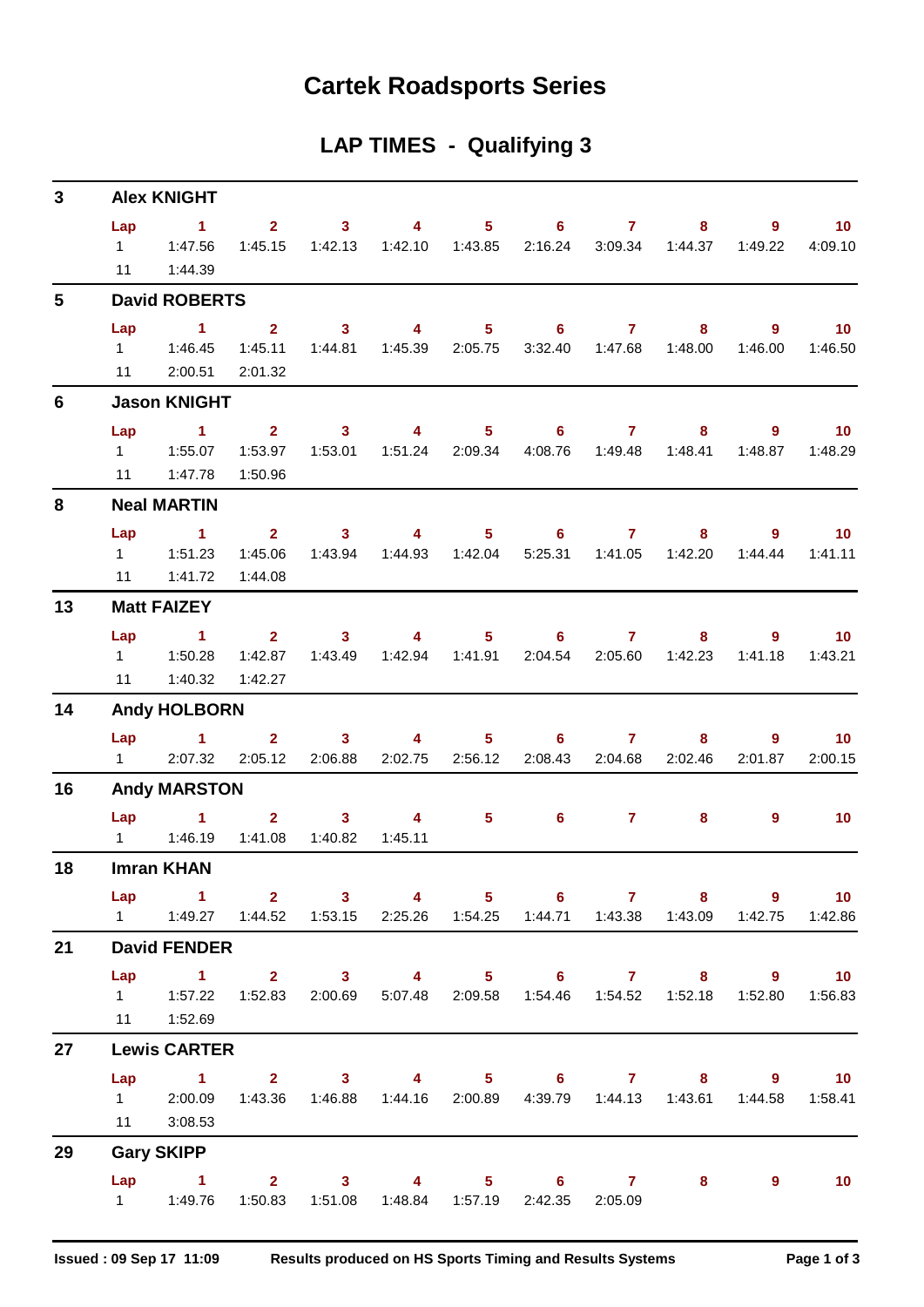# Cartek Roadsports Series

## LAP TIMES - Qualifying 3

### 3 Alex KNIGHT

| Lap | 1 | 2 | 3 | 4 | 5 | 6 | 7 | 8 | 9 | 10 |
|---|---|---|---|---|---|---|---|---|---|---|
| 1 | 1:47.56 | 1:45.15 | 1:42.13 | 1:42.10 | 1:43.85 | 2:16.24 | 3:09.34 | 1:44.37 | 1:49.22 | 4:09.10 |
| 11 | 1:44.39 | | | | | | | | | |

### 5 David ROBERTS

| Lap | 1 | 2 | 3 | 4 | 5 | 6 | 7 | 8 | 9 | 10 |
|---|---|---|---|---|---|---|---|---|---|---|
| 1 | 1:46.45 | 1:45.11 | 1:44.81 | 1:45.39 | 2:05.75 | 3:32.40 | 1:47.68 | 1:48.00 | 1:46.00 | 1:46.50 |
| 11 | 2:00.51 | 2:01.32 | | | | | | | | |

### 6 Jason KNIGHT

| Lap | 1 | 2 | 3 | 4 | 5 | 6 | 7 | 8 | 9 | 10 |
|---|---|---|---|---|---|---|---|---|---|---|
| 1 | 1:55.07 | 1:53.97 | 1:53.01 | 1:51.24 | 2:09.34 | 4:08.76 | 1:49.48 | 1:48.41 | 1:48.87 | 1:48.29 |
| 11 | 1:47.78 | 1:50.96 | | | | | | | | |

### 8 Neal MARTIN

| Lap | 1 | 2 | 3 | 4 | 5 | 6 | 7 | 8 | 9 | 10 |
|---|---|---|---|---|---|---|---|---|---|---|
| 1 | 1:51.23 | 1:45.06 | 1:43.94 | 1:44.93 | 1:42.04 | 5:25.31 | 1:41.05 | 1:42.20 | 1:44.44 | 1:41.11 |
| 11 | 1:41.72 | 1:44.08 | | | | | | | | |

### 13 Matt FAIZEY

| Lap | 1 | 2 | 3 | 4 | 5 | 6 | 7 | 8 | 9 | 10 |
|---|---|---|---|---|---|---|---|---|---|---|
| 1 | 1:50.28 | 1:42.87 | 1:43.49 | 1:42.94 | 1:41.91 | 2:04.54 | 2:05.60 | 1:42.23 | 1:41.18 | 1:43.21 |
| 11 | 1:40.32 | 1:42.27 | | | | | | | | |

### 14 Andy HOLBORN

| Lap | 1 | 2 | 3 | 4 | 5 | 6 | 7 | 8 | 9 | 10 |
|---|---|---|---|---|---|---|---|---|---|---|
| 1 | 2:07.32 | 2:05.12 | 2:06.88 | 2:02.75 | 2:56.12 | 2:08.43 | 2:04.68 | 2:02.46 | 2:01.87 | 2:00.15 |

### 16 Andy MARSTON

| Lap | 1 | 2 | 3 | 4 | 5 | 6 | 7 | 8 | 9 | 10 |
|---|---|---|---|---|---|---|---|---|---|---|
| 1 | 1:46.19 | 1:41.08 | 1:40.82 | 1:45.11 | | | | | | |

### 18 Imran KHAN

| Lap | 1 | 2 | 3 | 4 | 5 | 6 | 7 | 8 | 9 | 10 |
|---|---|---|---|---|---|---|---|---|---|---|
| 1 | 1:49.27 | 1:44.52 | 1:53.15 | 2:25.26 | 1:54.25 | 1:44.71 | 1:43.38 | 1:43.09 | 1:42.75 | 1:42.86 |

### 21 David FENDER

| Lap | 1 | 2 | 3 | 4 | 5 | 6 | 7 | 8 | 9 | 10 |
|---|---|---|---|---|---|---|---|---|---|---|
| 1 | 1:57.22 | 1:52.83 | 2:00.69 | 5:07.48 | 2:09.58 | 1:54.46 | 1:54.52 | 1:52.18 | 1:52.80 | 1:56.83 |
| 11 | 1:52.69 | | | | | | | | | |

### 27 Lewis CARTER

| Lap | 1 | 2 | 3 | 4 | 5 | 6 | 7 | 8 | 9 | 10 |
|---|---|---|---|---|---|---|---|---|---|---|
| 1 | 2:00.09 | 1:43.36 | 1:46.88 | 1:44.16 | 2:00.89 | 4:39.79 | 1:44.13 | 1:43.61 | 1:44.58 | 1:58.41 |
| 11 | 3:08.53 | | | | | | | | | |

### 29 Gary SKIPP

| Lap | 1 | 2 | 3 | 4 | 5 | 6 | 7 | 8 | 9 | 10 |
|---|---|---|---|---|---|---|---|---|---|---|
| 1 | 1:49.76 | 1:50.83 | 1:51.08 | 1:48.84 | 1:57.19 | 2:42.35 | 2:05.09 | | | |

**Issued : 09 Sep 17 11:09** **Results produced on HS Sports Timing and Results Systems**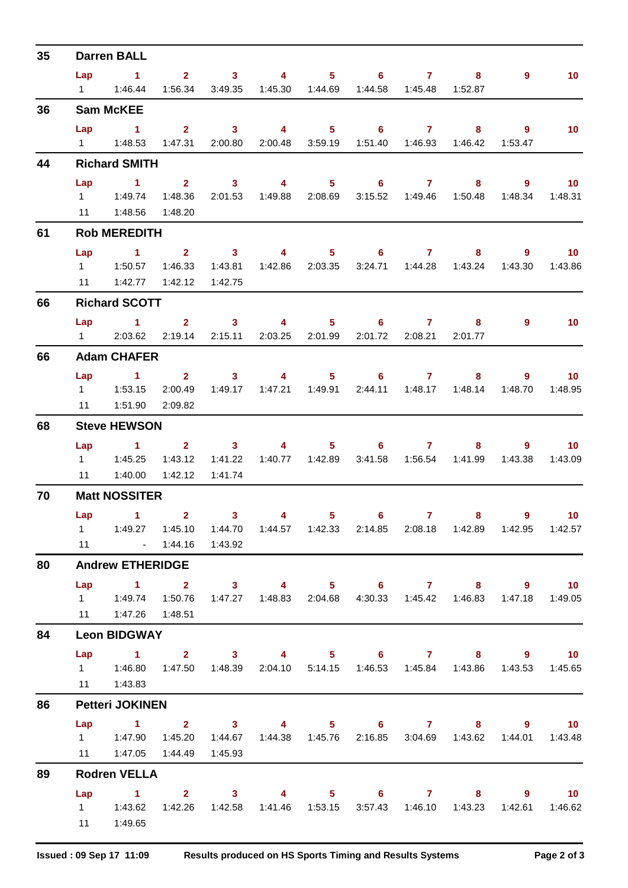## 35 Darren BALL

| Lap | 1 | 2 | 3 | 4 | 5 | 6 | 7 | 8 | 9 | 10 |
|---|---|---|---|---|---|---|---|---|---|---|
| 1 | 1:46.44 | 1:56.34 | 3:49.35 | 1:45.30 | 1:44.69 | 1:44.58 | 1:45.48 | 1:52.87 | | |

## 36 Sam McKEE

| Lap | 1 | 2 | 3 | 4 | 5 | 6 | 7 | 8 | 9 | 10 |
|---|---|---|---|---|---|---|---|---|---|---|
| 1 | 1:48.53 | 1:47.31 | 2:00.80 | 2:00.48 | 3:59.19 | 1:51.40 | 1:46.93 | 1:46.42 | 1:53.47 | |

## 44 Richard SMITH

| Lap | 1 | 2 | 3 | 4 | 5 | 6 | 7 | 8 | 9 | 10 |
|---|---|---|---|---|---|---|---|---|---|---|
| 1 | 1:49.74 | 1:48.36 | 2:01.53 | 1:49.88 | 2:08.69 | 3:15.52 | 1:49.46 | 1:50.48 | 1:48.34 | 1:48.31 |
| 11 | 1:48.56 | 1:48.20 | | | | | | | | |

## 61 Rob MEREDITH

| Lap | 1 | 2 | 3 | 4 | 5 | 6 | 7 | 8 | 9 | 10 |
|---|---|---|---|---|---|---|---|---|---|---|
| 1 | 1:50.57 | 1:46.33 | 1:43.81 | 1:42.86 | 2:03.35 | 3:24.71 | 1:44.28 | 1:43.24 | 1:43.30 | 1:43.86 |
| 11 | 1:42.77 | 1:42.12 | 1:42.75 | | | | | | | |

## 66 Richard SCOTT

| Lap | 1 | 2 | 3 | 4 | 5 | 6 | 7 | 8 | 9 | 10 |
|---|---|---|---|---|---|---|---|---|---|---|
| 1 | 2:03.62 | 2:19.14 | 2:15.11 | 2:03.25 | 2:01.99 | 2:01.72 | 2:08.21 | 2:01.77 | | |

## 66 Adam CHAFER

| Lap | 1 | 2 | 3 | 4 | 5 | 6 | 7 | 8 | 9 | 10 |
|---|---|---|---|---|---|---|---|---|---|---|
| 1 | 1:53.15 | 2:00.49 | 1:49.17 | 1:47.21 | 1:49.91 | 2:44.11 | 1:48.17 | 1:48.14 | 1:48.70 | 1:48.95 |
| 11 | 1:51.90 | 2:09.82 | | | | | | | | |

## 68 Steve HEWSON

| Lap | 1 | 2 | 3 | 4 | 5 | 6 | 7 | 8 | 9 | 10 |
|---|---|---|---|---|---|---|---|---|---|---|
| 1 | 1:45.25 | 1:43.12 | 1:41.22 | 1:40.77 | 1:42.89 | 3:41.58 | 1:56.54 | 1:41.99 | 1:43.38 | 1:43.09 |
| 11 | 1:40.00 | 1:42.12 | 1:41.74 | | | | | | | |

## 70 Matt NOSSITER

| Lap | 1 | 2 | 3 | 4 | 5 | 6 | 7 | 8 | 9 | 10 |
|---|---|---|---|---|---|---|---|---|---|---|
| 1 | 1:49.27 | 1:45.10 | 1:44.70 | 1:44.57 | 1:42.33 | 2:14.85 | 2:08.18 | 1:42.89 | 1:42.95 | 1:42.57 |
| 11 | - | 1:44.16 | 1:43.92 | | | | | | | |

## 80 Andrew ETHERIDGE

| Lap | 1 | 2 | 3 | 4 | 5 | 6 | 7 | 8 | 9 | 10 |
|---|---|---|---|---|---|---|---|---|---|---|
| 1 | 1:49.74 | 1:50.76 | 1:47.27 | 1:48.83 | 2:04.68 | 4:30.33 | 1:45.42 | 1:46.83 | 1:47.18 | 1:49.05 |
| 11 | 1:47.26 | 1:48.51 | | | | | | | | |

## 84 Leon BIDGWAY

| Lap | 1 | 2 | 3 | 4 | 5 | 6 | 7 | 8 | 9 | 10 |
|---|---|---|---|---|---|---|---|---|---|---|
| 1 | 1:46.80 | 1:47.50 | 1:48.39 | 2:04.10 | 5:14.15 | 1:46.53 | 1:45.84 | 1:43.86 | 1:43.53 | 1:45.65 |
| 11 | 1:43.83 | | | | | | | | | |

## 86 Petteri JOKINEN

| Lap | 1 | 2 | 3 | 4 | 5 | 6 | 7 | 8 | 9 | 10 |
|---|---|---|---|---|---|---|---|---|---|---|
| 1 | 1:47.90 | 1:45.20 | 1:44.67 | 1:44.38 | 1:45.76 | 2:16.85 | 3:04.69 | 1:43.62 | 1:44.01 | 1:43.48 |
| 11 | 1:47.05 | 1:44.49 | 1:45.93 | | | | | | | |

## 89 Rodren VELLA

| Lap | 1 | 2 | 3 | 4 | 5 | 6 | 7 | 8 | 9 | 10 |
|---|---|---|---|---|---|---|---|---|---|---|
| 1 | 1:43.62 | 1:42.26 | 1:42.58 | 1:41.46 | 1:53.15 | 3:57.43 | 1:46.10 | 1:43.23 | 1:42.61 | 1:46.62 |
| 11 | 1:49.65 | | | | | | | | | |

**Issued : 09 Sep 17 11:09** **Results produced on HS Sports Timing and Results Systems**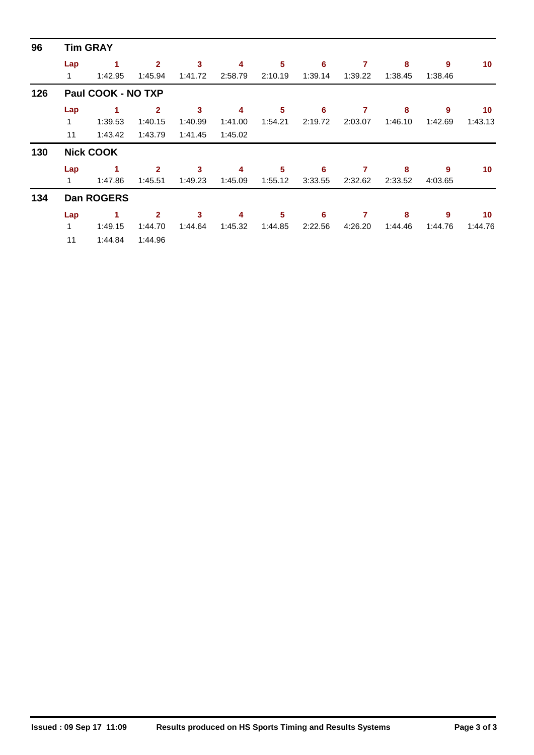## 96 Tim GRAY

| Lap | 1 | 2 | 3 | 4 | 5 | 6 | 7 | 8 | 9 | 10 |
|---|---|---|---|---|---|---|---|---|---|---|
| 1 | 1:42.95 | 1:45.94 | 1:41.72 | 2:58.79 | 2:10.19 | 1:39.14 | 1:39.22 | 1:38.45 | 1:38.46 | |

## 126 Paul COOK - NO TXP

| Lap | 1 | 2 | 3 | 4 | 5 | 6 | 7 | 8 | 9 | 10 |
|---|---|---|---|---|---|---|---|---|---|---|
| 1 | 1:39.53 | 1:40.15 | 1:40.99 | 1:41.00 | 1:54.21 | 2:19.72 | 2:03.07 | 1:46.10 | 1:42.69 | 1:43.13 |
| 11 | 1:43.42 | 1:43.79 | 1:41.45 | 1:45.02 | | | | | | |

## 130 Nick COOK

| Lap | 1 | 2 | 3 | 4 | 5 | 6 | 7 | 8 | 9 | 10 |
|---|---|---|---|---|---|---|---|---|---|---|
| 1 | 1:47.86 | 1:45.51 | 1:49.23 | 1:45.09 | 1:55.12 | 3:33.55 | 2:32.62 | 2:33.52 | 4:03.65 | |

## 134 Dan ROGERS

| Lap | 1 | 2 | 3 | 4 | 5 | 6 | 7 | 8 | 9 | 10 |
|---|---|---|---|---|---|---|---|---|---|---|
| 1 | 1:49.15 | 1:44.70 | 1:44.64 | 1:45.32 | 1:44.85 | 2:22.56 | 4:26.20 | 1:44.46 | 1:44.76 | 1:44.76 |
| 11 | 1:44.84 | 1:44.96 | | | | | | | | |

**Issued : 09 Sep 17 11:09** **Results produced on HS Sports Timing and Results Systems**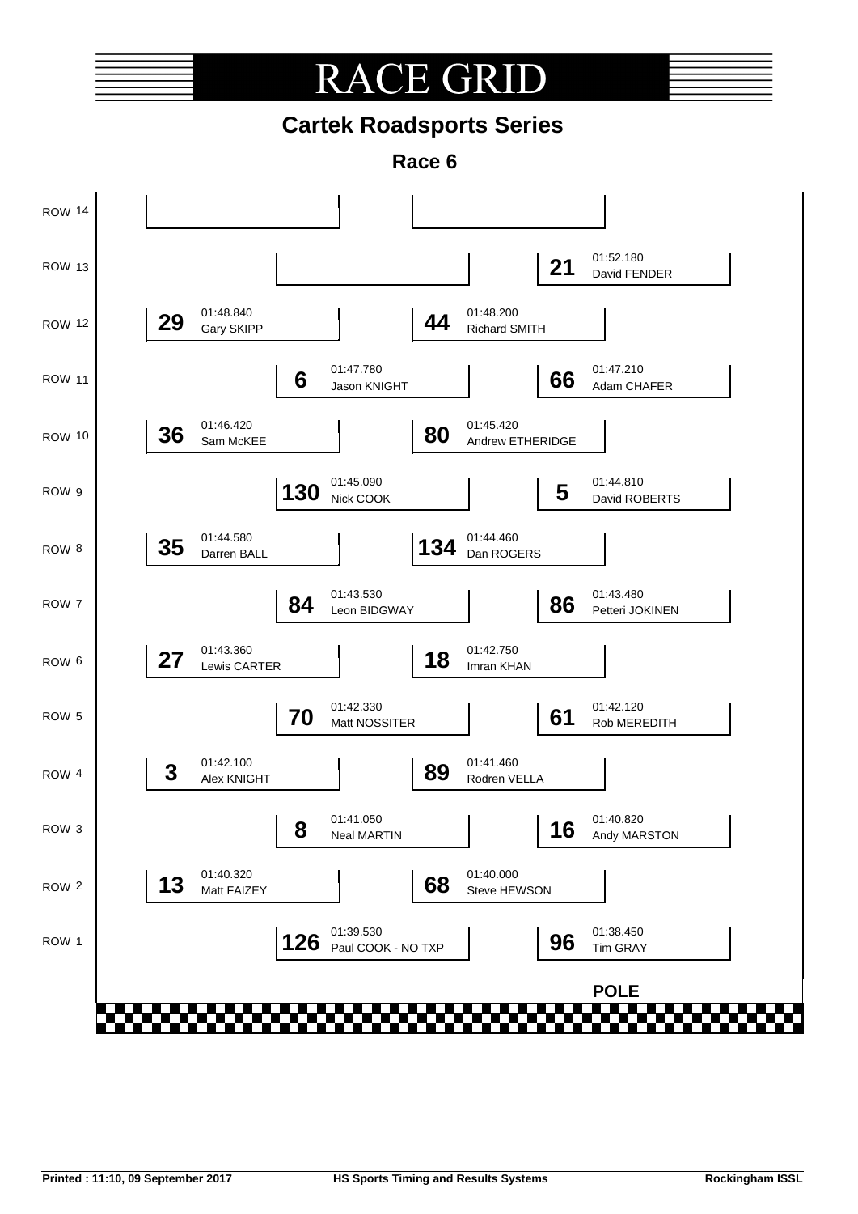# RACE GRID

## Cartek Roadsports Series

### Race 6

| Row | Left | Right |
|---|---|---|
| ROW 14 | | |
| ROW 13 | | **21** 01:52.180 David FENDER |
| ROW 12 | **29** 01:48.840 Gary SKIPP | **44** 01:48.200 Richard SMITH |
| ROW 11 | **6** 01:47.780 Jason KNIGHT | **66** 01:47.210 Adam CHAFER |
| ROW 10 | **36** 01:46.420 Sam McKEE | **80** 01:45.420 Andrew ETHERIDGE |
| ROW 9 | **130** 01:45.090 Nick COOK | **5** 01:44.810 David ROBERTS |
| ROW 8 | **35** 01:44.580 Darren BALL | **134** 01:44.460 Dan ROGERS |
| ROW 7 | **84** 01:43.530 Leon BIDGWAY | **86** 01:43.480 Petteri JOKINEN |
| ROW 6 | **27** 01:43.360 Lewis CARTER | **18** 01:42.750 Imran KHAN |
| ROW 5 | **70** 01:42.330 Matt NOSSITER | **61** 01:42.120 Rob MEREDITH |
| ROW 4 | **3** 01:42.100 Alex KNIGHT | **89** 01:41.460 Rodren VELLA |
| ROW 3 | **8** 01:41.050 Neal MARTIN | **16** 01:40.820 Andy MARSTON |
| ROW 2 | **13** 01:40.320 Matt FAIZEY | **68** 01:40.000 Steve HEWSON |
| ROW 1 | **126** 01:39.530 Paul COOK - NO TXP | **96** 01:38.450 Tim GRAY |

**POLE**

**Printed : 11:10, 09 September 2017** **HS Sports Timing and Results Systems** **Rockingham ISSL**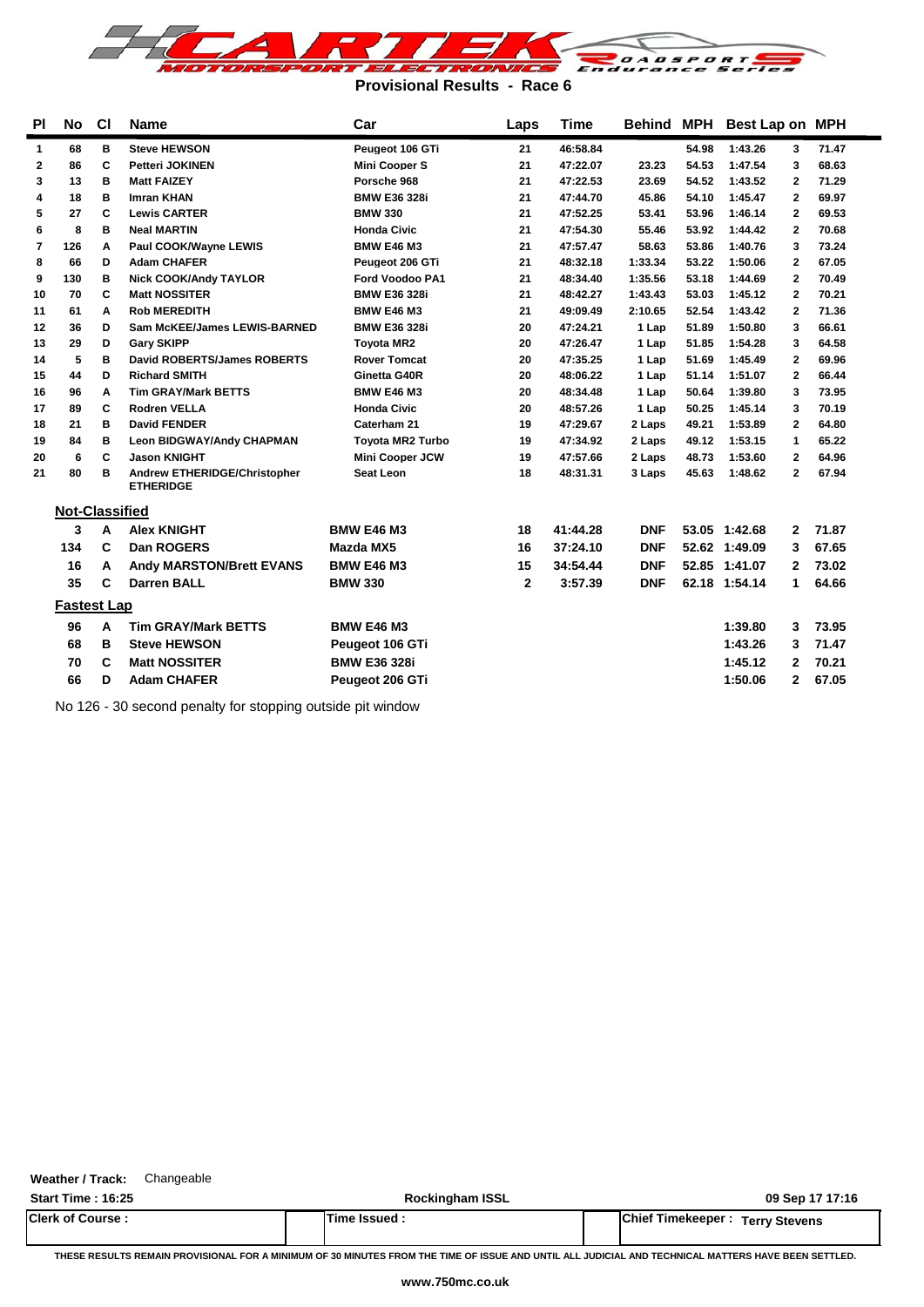# Provisional Results - Race 6

| Pl | No | Cl | Name | Car | Laps | Time | Behind | MPH | Best Lap | on | MPH |
|---|---|---|---|---|---|---|---|---|---|---|---|
| 1 | 68 | B | Steve HEWSON | Peugeot 106 GTi | 21 | 46:58.84 | | 54.98 | 1:43.26 | 3 | 71.47 |
| 2 | 86 | C | Petteri JOKINEN | Mini Cooper S | 21 | 47:22.07 | 23.23 | 54.53 | 1:47.54 | 3 | 68.63 |
| 3 | 13 | B | Matt FAIZEY | Porsche 968 | 21 | 47:22.53 | 23.69 | 54.52 | 1:43.52 | 2 | 71.29 |
| 4 | 18 | B | Imran KHAN | BMW E36 328i | 21 | 47:44.70 | 45.86 | 54.10 | 1:45.47 | 2 | 69.97 |
| 5 | 27 | C | Lewis CARTER | BMW 330 | 21 | 47:52.25 | 53.41 | 53.96 | 1:46.14 | 2 | 69.53 |
| 6 | 8 | B | Neal MARTIN | Honda Civic | 21 | 47:54.30 | 55.46 | 53.92 | 1:44.42 | 2 | 70.68 |
| 7 | 126 | A | Paul COOK/Wayne LEWIS | BMW E46 M3 | 21 | 47:57.47 | 58.63 | 53.86 | 1:40.76 | 3 | 73.24 |
| 8 | 66 | D | Adam CHAFER | Peugeot 206 GTi | 21 | 48:32.18 | 1:33.34 | 53.22 | 1:50.06 | 2 | 67.05 |
| 9 | 130 | B | Nick COOK/Andy TAYLOR | Ford Voodoo PA1 | 21 | 48:34.40 | 1:35.56 | 53.18 | 1:44.69 | 2 | 70.49 |
| 10 | 70 | C | Matt NOSSITER | BMW E36 328i | 21 | 48:42.27 | 1:43.43 | 53.03 | 1:45.12 | 2 | 70.21 |
| 11 | 61 | A | Rob MEREDITH | BMW E46 M3 | 21 | 49:09.49 | 2:10.65 | 52.54 | 1:43.42 | 2 | 71.36 |
| 12 | 36 | D | Sam McKEE/James LEWIS-BARNED | BMW E36 328i | 20 | 47:24.21 | 1 Lap | 51.89 | 1:50.80 | 3 | 66.61 |
| 13 | 29 | D | Gary SKIPP | Toyota MR2 | 20 | 47:26.47 | 1 Lap | 51.85 | 1:54.28 | 3 | 64.58 |
| 14 | 5 | B | David ROBERTS/James ROBERTS | Rover Tomcat | 20 | 47:35.25 | 1 Lap | 51.69 | 1:45.49 | 2 | 69.96 |
| 15 | 44 | D | Richard SMITH | Ginetta G40R | 20 | 48:06.22 | 1 Lap | 51.14 | 1:51.07 | 2 | 66.44 |
| 16 | 96 | A | Tim GRAY/Mark BETTS | BMW E46 M3 | 20 | 48:34.48 | 1 Lap | 50.64 | 1:39.80 | 3 | 73.95 |
| 17 | 89 | C | Rodren VELLA | Honda Civic | 20 | 48:57.26 | 1 Lap | 50.25 | 1:45.14 | 3 | 70.19 |
| 18 | 21 | B | David FENDER | Caterham 21 | 19 | 47:29.67 | 2 Laps | 49.21 | 1:53.89 | 2 | 64.80 |
| 19 | 84 | B | Leon BIDGWAY/Andy CHAPMAN | Toyota MR2 Turbo | 19 | 47:34.92 | 2 Laps | 49.12 | 1:53.15 | 1 | 65.22 |
| 20 | 6 | C | Jason KNIGHT | Mini Cooper JCW | 19 | 47:57.66 | 2 Laps | 48.73 | 1:53.60 | 2 | 64.96 |
| 21 | 80 | B | Andrew ETHERIDGE/Christopher ETHERIDGE | Seat Leon | 18 | 48:31.31 | 3 Laps | 45.63 | 1:48.62 | 2 | 67.94 |

## Not-Classified

| No | Cl | Name | Car | Laps | Time | Behind | MPH | Best Lap | on | MPH |
|---|---|---|---|---|---|---|---|---|---|---|
| 3 | A | Alex KNIGHT | BMW E46 M3 | 18 | 41:44.28 | DNF | 53.05 | 1:42.68 | 2 | 71.87 |
| 134 | C | Dan ROGERS | Mazda MX5 | 16 | 37:24.10 | DNF | 52.62 | 1:49.09 | 3 | 67.65 |
| 16 | A | Andy MARSTON/Brett EVANS | BMW E46 M3 | 15 | 34:54.44 | DNF | 52.85 | 1:41.07 | 2 | 73.02 |
| 35 | C | Darren BALL | BMW 330 | 2 | 3:57.39 | DNF | 62.18 | 1:54.14 | 1 | 64.66 |

## Fastest Lap

| No | Cl | Name | Car | Best Lap | on | MPH |
|---|---|---|---|---|---|---|
| 96 | A | Tim GRAY/Mark BETTS | BMW E46 M3 | 1:39.80 | 3 | 73.95 |
| 68 | B | Steve HEWSON | Peugeot 106 GTi | 1:43.26 | 3 | 71.47 |
| 70 | C | Matt NOSSITER | BMW E36 328i | 1:45.12 | 2 | 70.21 |
| 66 | D | Adam CHAFER | Peugeot 206 GTi | 1:50.06 | 2 | 67.05 |

No 126 - 30 second penalty for stopping outside pit window

**Weather / Track:** Changeable

**Start Time : 16:25** | **Rockingham ISSL** | **09 Sep 17 17:16**

**Clerk of Course :** | **Time Issued :** | **Chief Timekeeper : Terry Stevens**

THESE RESULTS REMAIN PROVISIONAL FOR A MINIMUM OF 30 MINUTES FROM THE TIME OF ISSUE AND UNTIL ALL JUDICIAL AND TECHNICAL MATTERS HAVE BEEN SETTLED.

www.750mc.co.uk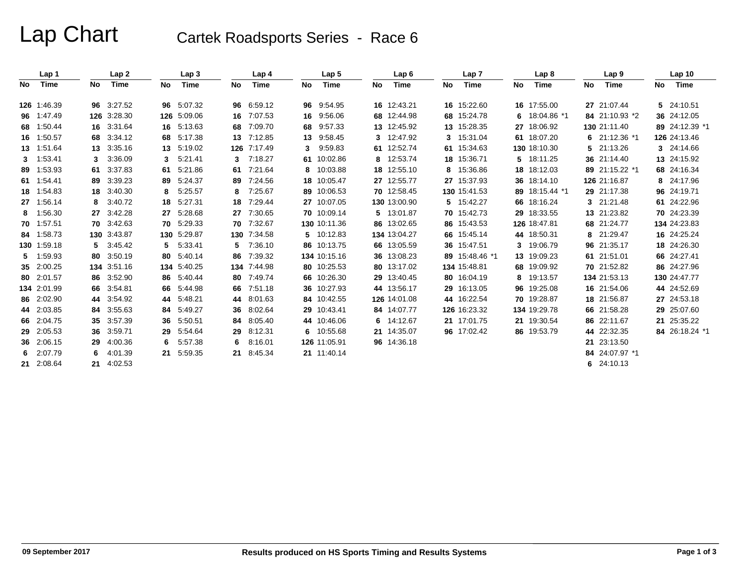# Lap Chart

## Cartek Roadsports Series - Race 6

| Lap 1 | | Lap 2 | | Lap 3 | | Lap 4 | | Lap 5 | | Lap 6 | | Lap 7 | | Lap 8 | | Lap 9 | | Lap 10 | |
|---|---|---|---|---|---|---|---|---|---|---|---|---|---|---|---|---|---|---|---|
| No | Time | No | Time | No | Time | No | Time | No | Time | No | Time | No | Time | No | Time | No | Time | No | Time |
| 126 | 1:46.39 | 96 | 3:27.52 | 96 | 5:07.32 | 96 | 6:59.12 | 96 | 9:54.95 | 16 | 12:43.21 | 16 | 15:22.60 | 16 | 17:55.00 | 27 | 21:07.44 | 5 | 24:10.51 |
| 96 | 1:47.49 | 126 | 3:28.30 | 126 | 5:09.06 | 16 | 7:07.53 | 16 | 9:56.06 | 68 | 12:44.98 | 68 | 15:24.78 | 6 | 18:04.86 *1 | 84 | 21:10.93 *2 | 36 | 24:12.05 |
| 68 | 1:50.44 | 16 | 3:31.64 | 16 | 5:13.63 | 68 | 7:09.70 | 68 | 9:57.33 | 13 | 12:45.92 | 13 | 15:28.35 | 27 | 18:06.92 | 130 | 21:11.40 | 89 | 24:12.39 *1 |
| 16 | 1:50.57 | 68 | 3:34.12 | 68 | 5:17.38 | 13 | 7:12.85 | 13 | 9:58.45 | 3 | 12:47.92 | 3 | 15:31.04 | 61 | 18:07.20 | 6 | 21:12.36 *1 | 126 | 24:13.46 |
| 13 | 1:51.64 | 13 | 3:35.16 | 13 | 5:19.02 | 126 | 7:17.49 | 3 | 9:59.83 | 61 | 12:52.74 | 61 | 15:34.63 | 130 | 18:10.30 | 5 | 21:13.26 | 3 | 24:14.66 |
| 3 | 1:53.41 | 3 | 3:36.09 | 3 | 5:21.41 | 3 | 7:18.27 | 61 | 10:02.86 | 8 | 12:53.74 | 18 | 15:36.71 | 5 | 18:11.25 | 36 | 21:14.40 | 13 | 24:15.92 |
| 89 | 1:53.93 | 61 | 3:37.83 | 61 | 5:21.86 | 61 | 7:21.64 | 8 | 10:03.88 | 18 | 12:55.10 | 8 | 15:36.86 | 18 | 18:12.03 | 89 | 21:15.22 *1 | 68 | 24:16.34 |
| 61 | 1:54.41 | 89 | 3:39.23 | 89 | 5:24.37 | 89 | 7:24.56 | 18 | 10:05.47 | 27 | 12:55.77 | 27 | 15:37.93 | 36 | 18:14.10 | 126 | 21:16.87 | 8 | 24:17.96 |
| 18 | 1:54.83 | 18 | 3:40.30 | 8 | 5:25.57 | 8 | 7:25.67 | 89 | 10:06.53 | 70 | 12:58.45 | 130 | 15:41.53 | 89 | 18:15.44 *1 | 29 | 21:17.38 | 96 | 24:19.71 |
| 27 | 1:56.14 | 8 | 3:40.72 | 18 | 5:27.31 | 18 | 7:29.44 | 27 | 10:07.05 | 130 | 13:00.90 | 5 | 15:42.27 | 66 | 18:16.24 | 3 | 21:21.48 | 61 | 24:22.96 |
| 8 | 1:56.30 | 27 | 3:42.28 | 27 | 5:28.68 | 27 | 7:30.65 | 70 | 10:09.14 | 5 | 13:01.87 | 70 | 15:42.73 | 29 | 18:33.55 | 13 | 21:23.82 | 70 | 24:23.39 |
| 70 | 1:57.51 | 70 | 3:42.63 | 70 | 5:29.33 | 70 | 7:32.67 | 130 | 10:11.36 | 86 | 13:02.65 | 86 | 15:43.53 | 126 | 18:47.81 | 68 | 21:24.77 | 134 | 24:23.83 |
| 84 | 1:58.73 | 130 | 3:43.87 | 130 | 5:29.87 | 130 | 7:34.58 | 5 | 10:12.83 | 134 | 13:04.27 | 66 | 15:45.14 | 44 | 18:50.31 | 8 | 21:29.47 | 16 | 24:25.24 |
| 130 | 1:59.18 | 5 | 3:45.42 | 5 | 5:33.41 | 5 | 7:36.10 | 86 | 10:13.75 | 66 | 13:05.59 | 36 | 15:47.51 | 3 | 19:06.79 | 96 | 21:35.17 | 18 | 24:26.30 |
| 5 | 1:59.93 | 80 | 3:50.19 | 80 | 5:40.14 | 86 | 7:39.32 | 134 | 10:15.16 | 36 | 13:08.23 | 89 | 15:48.46 *1 | 13 | 19:09.23 | 61 | 21:51.01 | 66 | 24:27.41 |
| 35 | 2:00.25 | 134 | 3:51.16 | 134 | 5:40.25 | 134 | 7:44.98 | 80 | 10:25.53 | 80 | 13:17.02 | 134 | 15:48.81 | 68 | 19:09.92 | 70 | 21:52.82 | 86 | 24:27.96 |
| 80 | 2:01.57 | 86 | 3:52.90 | 86 | 5:40.44 | 80 | 7:49.74 | 66 | 10:26.30 | 29 | 13:40.45 | 80 | 16:04.19 | 8 | 19:13.57 | 134 | 21:53.13 | 130 | 24:47.77 |
| 134 | 2:01.99 | 66 | 3:54.81 | 66 | 5:44.98 | 66 | 7:51.18 | 36 | 10:27.93 | 44 | 13:56.17 | 29 | 16:13.05 | 96 | 19:25.08 | 16 | 21:54.06 | 44 | 24:52.69 |
| 86 | 2:02.90 | 44 | 3:54.92 | 44 | 5:48.21 | 44 | 8:01.63 | 84 | 10:42.55 | 126 | 14:01.08 | 44 | 16:22.54 | 70 | 19:28.87 | 18 | 21:56.87 | 27 | 24:53.18 |
| 44 | 2:03.85 | 84 | 3:55.63 | 84 | 5:49.27 | 36 | 8:02.64 | 29 | 10:43.41 | 84 | 14:07.77 | 126 | 16:23.32 | 134 | 19:29.78 | 66 | 21:58.28 | 29 | 25:07.60 |
| 66 | 2:04.75 | 35 | 3:57.39 | 36 | 5:50.51 | 84 | 8:05.40 | 44 | 10:46.06 | 6 | 14:12.67 | 21 | 17:01.75 | 21 | 19:30.54 | 86 | 22:11.67 | 21 | 25:35.22 |
| 29 | 2:05.53 | 36 | 3:59.71 | 29 | 5:54.64 | 29 | 8:12.31 | 6 | 10:55.68 | 21 | 14:35.07 | 96 | 17:02.42 | 86 | 19:53.79 | 44 | 22:32.35 | 84 | 26:18.24 *1 |
| 36 | 2:06.15 | 29 | 4:00.36 | 6 | 5:57.38 | 6 | 8:16.01 | 126 | 11:05.91 | 96 | 14:36.18 | | | | | 21 | 23:13.50 | | |
| 6 | 2:07.79 | 6 | 4:01.39 | 21 | 5:59.35 | 21 | 8:45.34 | 21 | 11:40.14 | | | | | | | 84 | 24:07.97 *1 | | |
| 21 | 2:08.64 | 21 | 4:02.53 | | | | | | | | | | | | | 6 | 24:10.13 | | |

09 September 2017

Results produced on HS Sports Timing and Results Systems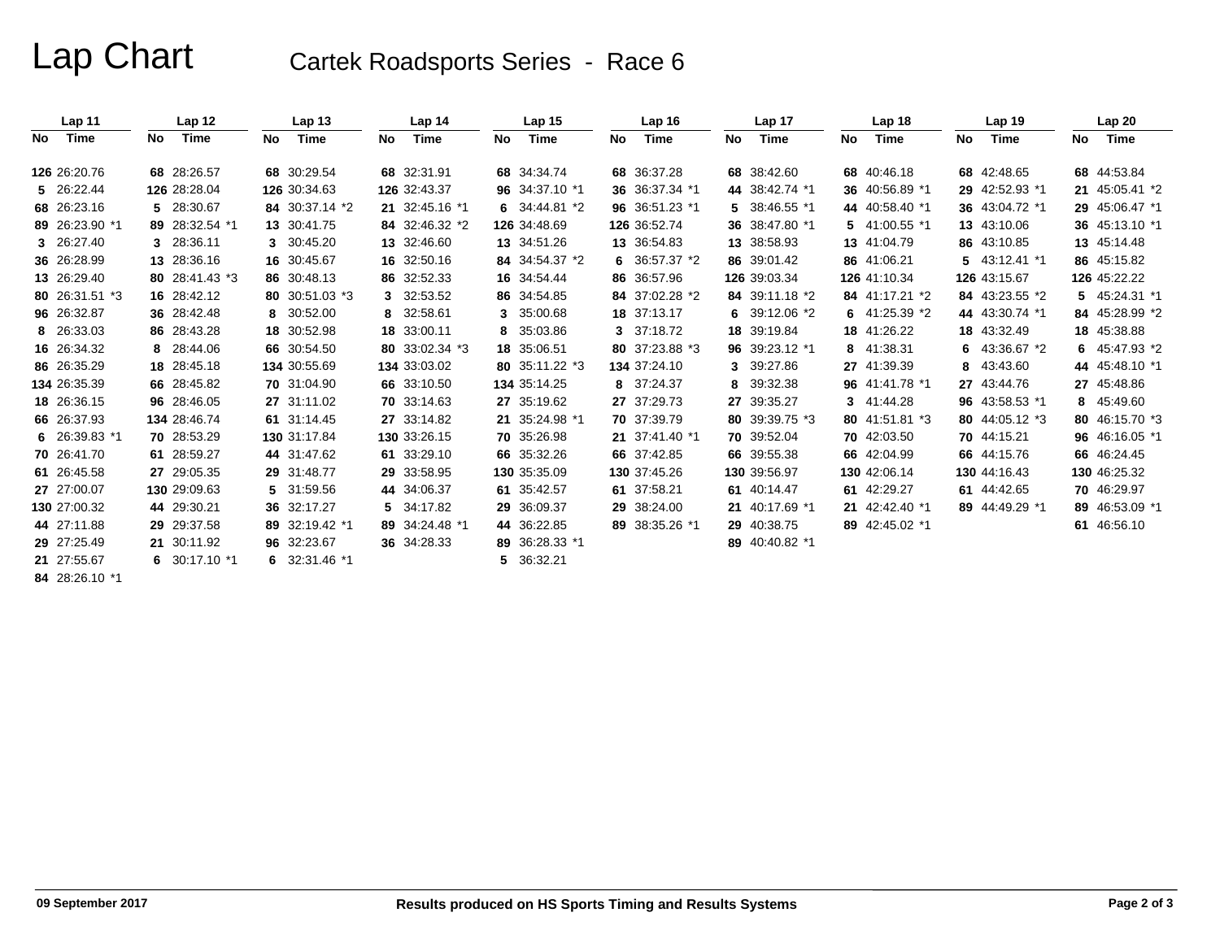# Lap Chart

## Cartek Roadsports Series - Race 6

| Lap 11 | | Lap 12 | | Lap 13 | | Lap 14 | | Lap 15 | | Lap 16 | | Lap 17 | | Lap 18 | | Lap 19 | | Lap 20 | |
|---|---|---|---|---|---|---|---|---|---|---|---|---|---|---|---|---|---|---|---|
| No | Time | No | Time | No | Time | No | Time | No | Time | No | Time | No | Time | No | Time | No | Time | No | Time |
| 126 | 26:20.76 | 68 | 28:26.57 | 68 | 30:29.54 | 68 | 32:31.91 | 68 | 34:34.74 | 68 | 36:37.28 | 68 | 38:42.60 | 68 | 40:46.18 | 68 | 42:48.65 | 68 | 44:53.84 |
| 5 | 26:22.44 | 126 | 28:28.04 | 126 | 30:34.63 | 126 | 32:43.37 | 96 | 34:37.10 *1 | 36 | 36:37.34 *1 | 44 | 38:42.74 *1 | 36 | 40:56.89 *1 | 29 | 42:52.93 *1 | 21 | 45:05.41 *2 |
| 68 | 26:23.16 | 5 | 28:30.67 | 84 | 30:37.14 *2 | 21 | 32:45.16 *1 | 6 | 34:44.81 *2 | 96 | 36:51.23 *1 | 5 | 38:46.55 *1 | 44 | 40:58.40 *1 | 36 | 43:04.72 *1 | 29 | 45:06.47 *1 |
| 89 | 26:23.90 *1 | 89 | 28:32.54 *1 | 13 | 30:41.75 | 84 | 32:46.32 *2 | 126 | 34:48.69 | 126 | 36:52.74 | 36 | 38:47.80 *1 | 5 | 41:00.55 *1 | 13 | 43:10.06 | 36 | 45:13.10 *1 |
| 3 | 26:27.40 | 3 | 28:36.11 | 3 | 30:45.20 | 13 | 32:46.60 | 13 | 34:51.26 | 13 | 36:54.83 | 13 | 38:58.93 | 13 | 41:04.79 | 86 | 43:10.85 | 13 | 45:14.48 |
| 36 | 26:28.99 | 13 | 28:36.16 | 16 | 30:45.67 | 16 | 32:50.16 | 84 | 34:54.37 *2 | 6 | 36:57.37 *2 | 86 | 39:01.42 | 86 | 41:06.21 | 5 | 43:12.41 *1 | 86 | 45:15.82 |
| 13 | 26:29.40 | 80 | 28:41.43 *3 | 86 | 30:48.13 | 86 | 32:52.33 | 16 | 34:54.44 | 86 | 36:57.96 | 126 | 39:03.34 | 126 | 41:10.34 | 126 | 43:15.67 | 126 | 45:22.22 |
| 80 | 26:31.51 *3 | 16 | 28:42.12 | 80 | 30:51.03 *3 | 3 | 32:53.52 | 86 | 34:54.85 | 84 | 37:02.28 *2 | 84 | 39:11.18 *2 | 84 | 41:17.21 *2 | 84 | 43:23.55 *2 | 5 | 45:24.31 *1 |
| 96 | 26:32.87 | 36 | 28:42.48 | 8 | 30:52.00 | 8 | 32:58.61 | 3 | 35:00.68 | 18 | 37:13.17 | 6 | 39:12.06 *2 | 6 | 41:25.39 *2 | 44 | 43:30.74 *1 | 84 | 45:28.99 *2 |
| 8 | 26:33.03 | 86 | 28:43.28 | 18 | 30:52.98 | 18 | 33:00.11 | 8 | 35:03.86 | 3 | 37:18.72 | 18 | 39:19.84 | 18 | 41:26.22 | 18 | 43:32.49 | 18 | 45:38.88 |
| 16 | 26:34.32 | 8 | 28:44.06 | 66 | 30:54.50 | 80 | 33:02.34 *3 | 18 | 35:06.51 | 80 | 37:23.88 *3 | 96 | 39:23.12 *1 | 8 | 41:38.31 | 6 | 43:36.67 *2 | 6 | 45:47.93 *2 |
| 86 | 26:35.29 | 18 | 28:45.18 | 134 | 30:55.69 | 134 | 33:03.02 | 80 | 35:11.22 *3 | 134 | 37:24.10 | 3 | 39:27.86 | 27 | 41:39.39 | 8 | 43:43.60 | 44 | 45:48.10 *1 |
| 134 | 26:35.39 | 66 | 28:45.82 | 70 | 31:04.90 | 66 | 33:10.50 | 134 | 35:14.25 | 8 | 37:24.37 | 8 | 39:32.38 | 96 | 41:41.78 *1 | 27 | 43:44.76 | 27 | 45:48.86 |
| 18 | 26:36.15 | 96 | 28:46.05 | 27 | 31:11.02 | 70 | 33:14.63 | 27 | 35:19.62 | 27 | 37:29.73 | 27 | 39:35.27 | 3 | 41:44.28 | 96 | 43:58.53 *1 | 8 | 45:49.60 |
| 66 | 26:37.93 | 134 | 28:46.74 | 61 | 31:14.45 | 27 | 33:14.82 | 21 | 35:24.98 *1 | 70 | 37:39.79 | 80 | 39:39.75 *3 | 80 | 41:51.81 *3 | 80 | 44:05.12 *3 | 80 | 46:15.70 *3 |
| 6 | 26:39.83 *1 | 70 | 28:53.29 | 130 | 31:17.84 | 130 | 33:26.15 | 70 | 35:26.98 | 21 | 37:41.40 *1 | 70 | 39:52.04 | 70 | 42:03.50 | 70 | 44:15.21 | 96 | 46:16.05 *1 |
| 70 | 26:41.70 | 61 | 28:59.27 | 44 | 31:47.62 | 61 | 33:29.10 | 66 | 35:32.26 | 66 | 37:42.85 | 66 | 39:55.38 | 66 | 42:04.99 | 66 | 44:15.76 | 66 | 46:24.45 |
| 61 | 26:45.58 | 27 | 29:05.35 | 29 | 31:48.77 | 29 | 33:58.95 | 130 | 35:35.09 | 130 | 37:45.26 | 130 | 39:56.97 | 130 | 42:06.14 | 130 | 44:16.43 | 130 | 46:25.32 |
| 27 | 27:00.07 | 130 | 29:09.63 | 5 | 31:59.56 | 44 | 34:06.37 | 61 | 35:42.57 | 61 | 37:58.21 | 61 | 40:14.47 | 61 | 42:29.27 | 61 | 44:42.65 | 70 | 46:29.97 |
| 130 | 27:00.32 | 44 | 29:30.21 | 36 | 32:17.27 | 5 | 34:17.82 | 29 | 36:09.37 | 29 | 38:24.00 | 21 | 40:17.69 *1 | 21 | 42:42.40 *1 | 89 | 44:49.29 *1 | 89 | 46:53.09 *1 |
| 44 | 27:11.88 | 29 | 29:37.58 | 89 | 32:19.42 *1 | 89 | 34:24.48 *1 | 44 | 36:22.85 | 89 | 38:35.26 *1 | 29 | 40:38.75 | 89 | 42:45.02 *1 | | | 61 | 46:56.10 |
| 29 | 27:25.49 | 21 | 30:11.92 | 96 | 32:23.67 | 36 | 34:28.33 | 89 | 36:28.33 *1 | | | 89 | 40:40.82 *1 | | | | | | |
| 21 | 27:55.67 | 6 | 30:17.10 *1 | 6 | 32:31.46 *1 | | | 5 | 36:32.21 | | | | | | | | | | |
| 84 | 28:26.10 *1 | | | | | | | | | | | | | | | | | | |

09 September 2017

Results produced on HS Sports Timing and Results Systems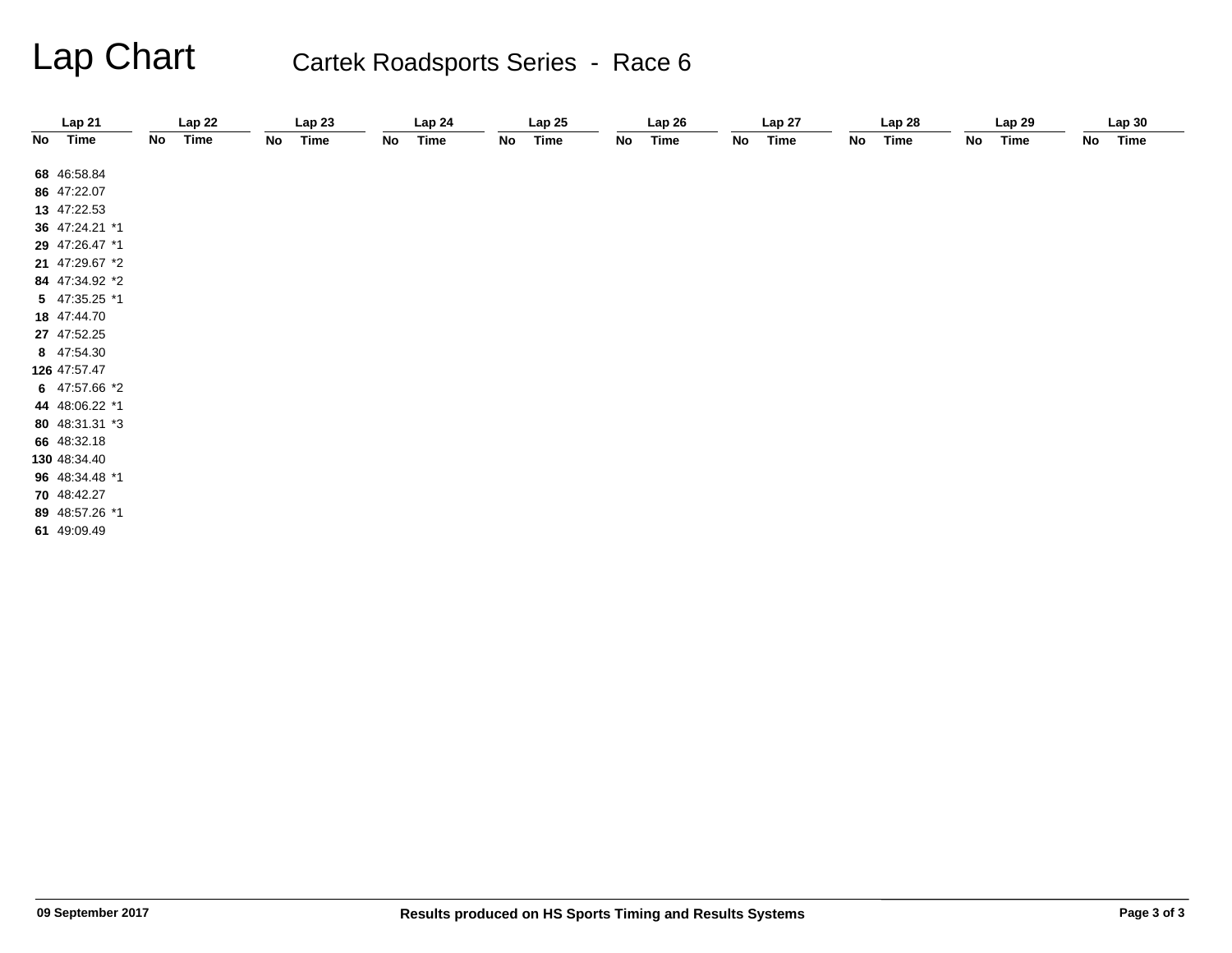# Lap Chart

## Cartek Roadsports Series - Race 6

| Lap 21 | | Lap 22 | | Lap 23 | | Lap 24 | | Lap 25 | | Lap 26 | | Lap 27 | | Lap 28 | | Lap 29 | | Lap 30 | |
|---|---|---|---|---|---|---|---|---|---|---|---|---|---|---|---|---|---|---|---|
| No | Time | No | Time | No | Time | No | Time | No | Time | No | Time | No | Time | No | Time | No | Time | No | Time |
| **68** | 46:58.84 | | | | | | | | | | | | | | | | | | |
| **86** | 47:22.07 | | | | | | | | | | | | | | | | | | |
| **13** | 47:22.53 | | | | | | | | | | | | | | | | | | |
| **36** | 47:24.21 *1 | | | | | | | | | | | | | | | | | | |
| **29** | 47:26.47 *1 | | | | | | | | | | | | | | | | | | |
| **21** | 47:29.67 *2 | | | | | | | | | | | | | | | | | | |
| **84** | 47:34.92 *2 | | | | | | | | | | | | | | | | | | |
| **5** | 47:35.25 *1 | | | | | | | | | | | | | | | | | | |
| **18** | 47:44.70 | | | | | | | | | | | | | | | | | | |
| **27** | 47:52.25 | | | | | | | | | | | | | | | | | | |
| **8** | 47:54.30 | | | | | | | | | | | | | | | | | | |
| **126** | 47:57.47 | | | | | | | | | | | | | | | | | | |
| **6** | 47:57.66 *2 | | | | | | | | | | | | | | | | | | |
| **44** | 48:06.22 *1 | | | | | | | | | | | | | | | | | | |
| **80** | 48:31.31 *3 | | | | | | | | | | | | | | | | | | |
| **66** | 48:32.18 | | | | | | | | | | | | | | | | | | |
| **130** | 48:34.40 | | | | | | | | | | | | | | | | | | |
| **96** | 48:34.48 *1 | | | | | | | | | | | | | | | | | | |
| **70** | 48:42.27 | | | | | | | | | | | | | | | | | | |
| **89** | 48:57.26 *1 | | | | | | | | | | | | | | | | | | |
| **61** | 49:09.49 | | | | | | | | | | | | | | | | | | |

**09 September 2017** **Results produced on HS Sports Timing and Results Systems**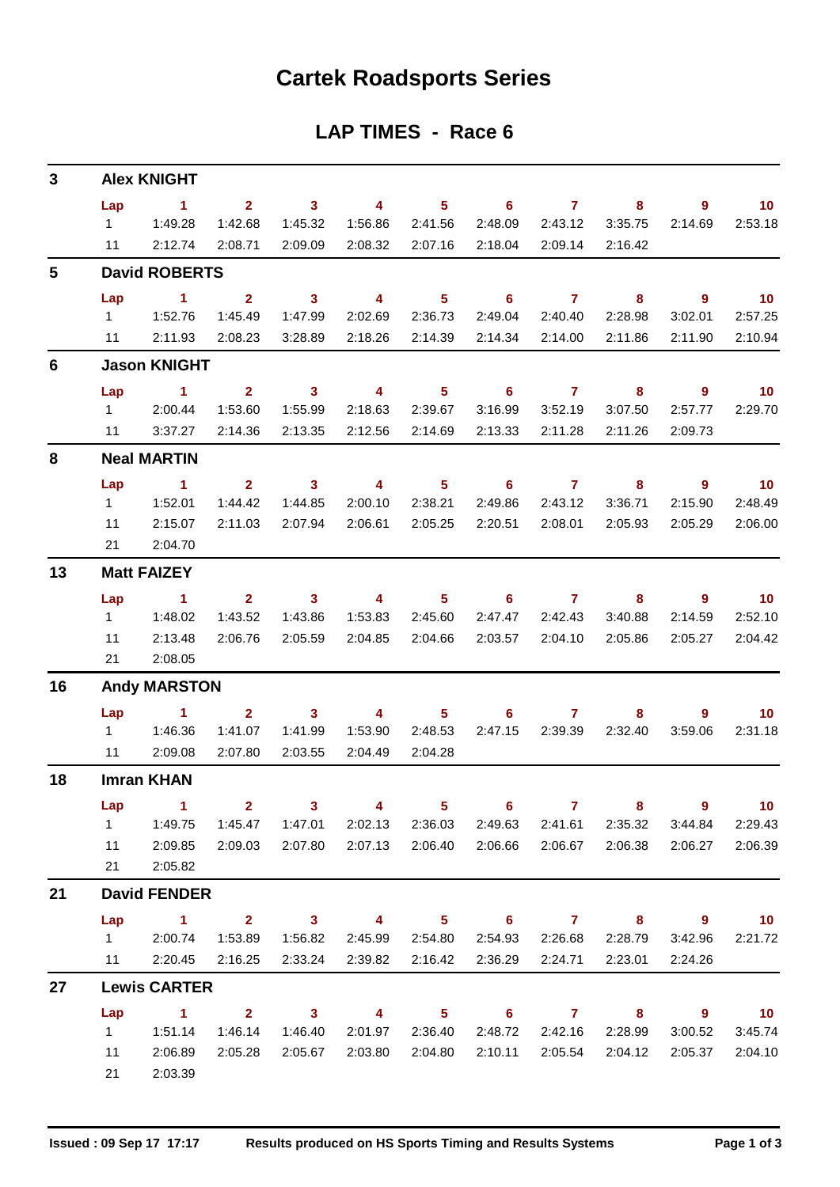# Cartek Roadsports Series

## LAP TIMES - Race 6

### 3 Alex KNIGHT

| Lap | 1 | 2 | 3 | 4 | 5 | 6 | 7 | 8 | 9 | 10 |
|---|---|---|---|---|---|---|---|---|---|---|
| 1 | 1:49.28 | 1:42.68 | 1:45.32 | 1:56.86 | 2:41.56 | 2:48.09 | 2:43.12 | 3:35.75 | 2:14.69 | 2:53.18 |
| 11 | 2:12.74 | 2:08.71 | 2:09.09 | 2:08.32 | 2:07.16 | 2:18.04 | 2:09.14 | 2:16.42 | | |

### 5 David ROBERTS

| Lap | 1 | 2 | 3 | 4 | 5 | 6 | 7 | 8 | 9 | 10 |
|---|---|---|---|---|---|---|---|---|---|---|
| 1 | 1:52.76 | 1:45.49 | 1:47.99 | 2:02.69 | 2:36.73 | 2:49.04 | 2:40.40 | 2:28.98 | 3:02.01 | 2:57.25 |
| 11 | 2:11.93 | 2:08.23 | 3:28.89 | 2:18.26 | 2:14.39 | 2:14.34 | 2:14.00 | 2:11.86 | 2:11.90 | 2:10.94 |

### 6 Jason KNIGHT

| Lap | 1 | 2 | 3 | 4 | 5 | 6 | 7 | 8 | 9 | 10 |
|---|---|---|---|---|---|---|---|---|---|---|
| 1 | 2:00.44 | 1:53.60 | 1:55.99 | 2:18.63 | 2:39.67 | 3:16.99 | 3:52.19 | 3:07.50 | 2:57.77 | 2:29.70 |
| 11 | 3:37.27 | 2:14.36 | 2:13.35 | 2:12.56 | 2:14.69 | 2:13.33 | 2:11.28 | 2:11.26 | 2:09.73 | |

### 8 Neal MARTIN

| Lap | 1 | 2 | 3 | 4 | 5 | 6 | 7 | 8 | 9 | 10 |
|---|---|---|---|---|---|---|---|---|---|---|
| 1 | 1:52.01 | 1:44.42 | 1:44.85 | 2:00.10 | 2:38.21 | 2:49.86 | 2:43.12 | 3:36.71 | 2:15.90 | 2:48.49 |
| 11 | 2:15.07 | 2:11.03 | 2:07.94 | 2:06.61 | 2:05.25 | 2:20.51 | 2:08.01 | 2:05.93 | 2:05.29 | 2:06.00 |
| 21 | 2:04.70 | | | | | | | | | |

### 13 Matt FAIZEY

| Lap | 1 | 2 | 3 | 4 | 5 | 6 | 7 | 8 | 9 | 10 |
|---|---|---|---|---|---|---|---|---|---|---|
| 1 | 1:48.02 | 1:43.52 | 1:43.86 | 1:53.83 | 2:45.60 | 2:47.47 | 2:42.43 | 3:40.88 | 2:14.59 | 2:52.10 |
| 11 | 2:13.48 | 2:06.76 | 2:05.59 | 2:04.85 | 2:04.66 | 2:03.57 | 2:04.10 | 2:05.86 | 2:05.27 | 2:04.42 |
| 21 | 2:08.05 | | | | | | | | | |

### 16 Andy MARSTON

| Lap | 1 | 2 | 3 | 4 | 5 | 6 | 7 | 8 | 9 | 10 |
|---|---|---|---|---|---|---|---|---|---|---|
| 1 | 1:46.36 | 1:41.07 | 1:41.99 | 1:53.90 | 2:48.53 | 2:47.15 | 2:39.39 | 2:32.40 | 3:59.06 | 2:31.18 |
| 11 | 2:09.08 | 2:07.80 | 2:03.55 | 2:04.49 | 2:04.28 | | | | | |

### 18 Imran KHAN

| Lap | 1 | 2 | 3 | 4 | 5 | 6 | 7 | 8 | 9 | 10 |
|---|---|---|---|---|---|---|---|---|---|---|
| 1 | 1:49.75 | 1:45.47 | 1:47.01 | 2:02.13 | 2:36.03 | 2:49.63 | 2:41.61 | 2:35.32 | 3:44.84 | 2:29.43 |
| 11 | 2:09.85 | 2:09.03 | 2:07.80 | 2:07.13 | 2:06.40 | 2:06.66 | 2:06.67 | 2:06.38 | 2:06.27 | 2:06.39 |
| 21 | 2:05.82 | | | | | | | | | |

### 21 David FENDER

| Lap | 1 | 2 | 3 | 4 | 5 | 6 | 7 | 8 | 9 | 10 |
|---|---|---|---|---|---|---|---|---|---|---|
| 1 | 2:00.74 | 1:53.89 | 1:56.82 | 2:45.99 | 2:54.80 | 2:54.93 | 2:26.68 | 2:28.79 | 3:42.96 | 2:21.72 |
| 11 | 2:20.45 | 2:16.25 | 2:33.24 | 2:39.82 | 2:16.42 | 2:36.29 | 2:24.71 | 2:23.01 | 2:24.26 | |

### 27 Lewis CARTER

| Lap | 1 | 2 | 3 | 4 | 5 | 6 | 7 | 8 | 9 | 10 |
|---|---|---|---|---|---|---|---|---|---|---|
| 1 | 1:51.14 | 1:46.14 | 1:46.40 | 2:01.97 | 2:36.40 | 2:48.72 | 2:42.16 | 2:28.99 | 3:00.52 | 3:45.74 |
| 11 | 2:06.89 | 2:05.28 | 2:05.67 | 2:03.80 | 2:04.80 | 2:10.11 | 2:05.54 | 2:04.12 | 2:05.37 | 2:04.10 |
| 21 | 2:03.39 | | | | | | | | | |

Issued : 09 Sep 17 17:17 Results produced on HS Sports Timing and Results Systems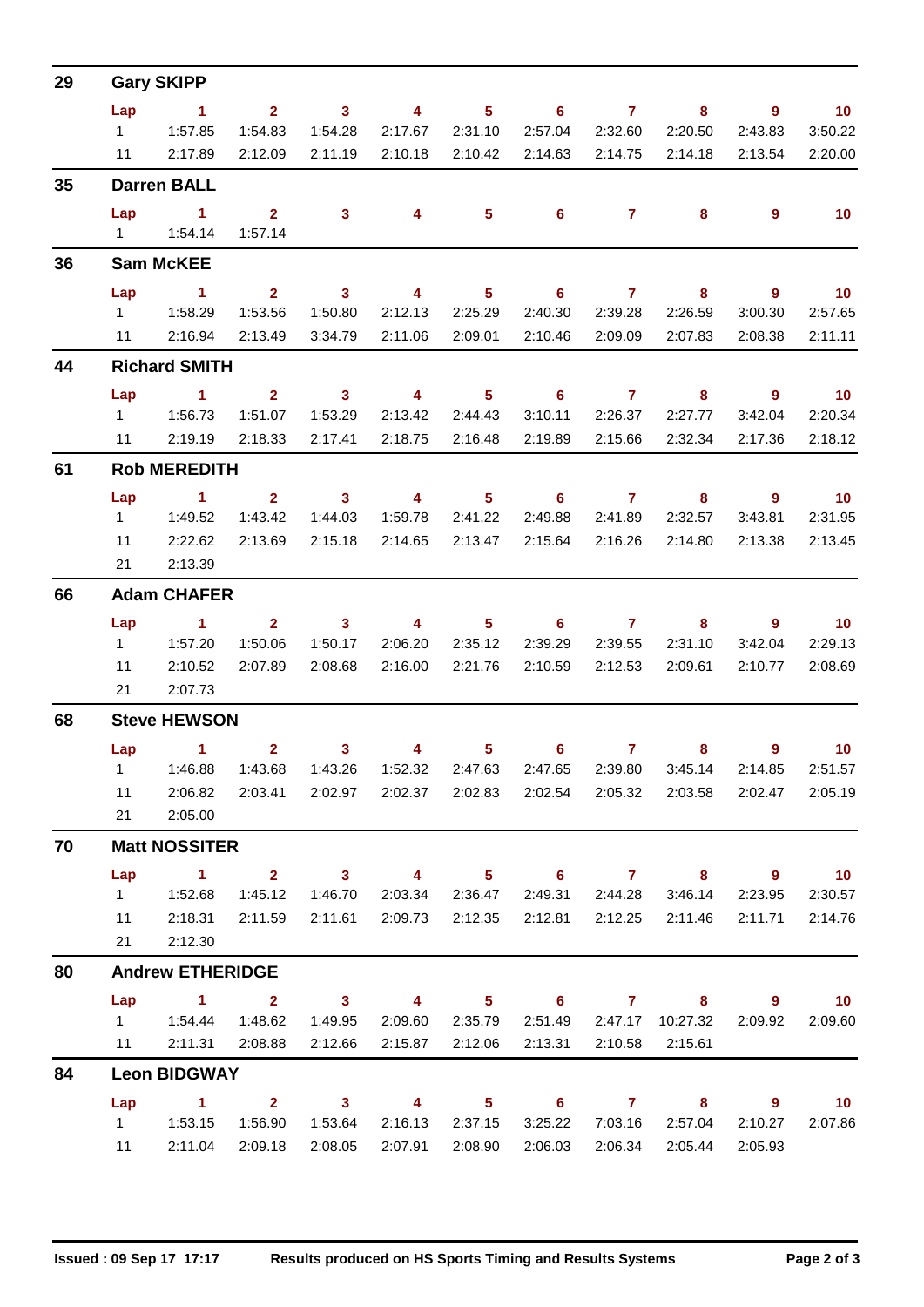## 29 Gary SKIPP

| Lap | 1 | 2 | 3 | 4 | 5 | 6 | 7 | 8 | 9 | 10 |
|---|---|---|---|---|---|---|---|---|---|---|
| 1 | 1:57.85 | 1:54.83 | 1:54.28 | 2:17.67 | 2:31.10 | 2:57.04 | 2:32.60 | 2:20.50 | 2:43.83 | 3:50.22 |
| 11 | 2:17.89 | 2:12.09 | 2:11.19 | 2:10.18 | 2:10.42 | 2:14.63 | 2:14.75 | 2:14.18 | 2:13.54 | 2:20.00 |

## 35 Darren BALL

| Lap | 1 | 2 | 3 | 4 | 5 | 6 | 7 | 8 | 9 | 10 |
|---|---|---|---|---|---|---|---|---|---|---|
| 1 | 1:54.14 | 1:57.14 | | | | | | | | |

## 36 Sam McKEE

| Lap | 1 | 2 | 3 | 4 | 5 | 6 | 7 | 8 | 9 | 10 |
|---|---|---|---|---|---|---|---|---|---|---|
| 1 | 1:58.29 | 1:53.56 | 1:50.80 | 2:12.13 | 2:25.29 | 2:40.30 | 2:39.28 | 2:26.59 | 3:00.30 | 2:57.65 |
| 11 | 2:16.94 | 2:13.49 | 3:34.79 | 2:11.06 | 2:09.01 | 2:10.46 | 2:09.09 | 2:07.83 | 2:08.38 | 2:11.11 |

## 44 Richard SMITH

| Lap | 1 | 2 | 3 | 4 | 5 | 6 | 7 | 8 | 9 | 10 |
|---|---|---|---|---|---|---|---|---|---|---|
| 1 | 1:56.73 | 1:51.07 | 1:53.29 | 2:13.42 | 2:44.43 | 3:10.11 | 2:26.37 | 2:27.77 | 3:42.04 | 2:20.34 |
| 11 | 2:19.19 | 2:18.33 | 2:17.41 | 2:18.75 | 2:16.48 | 2:19.89 | 2:15.66 | 2:32.34 | 2:17.36 | 2:18.12 |

## 61 Rob MEREDITH

| Lap | 1 | 2 | 3 | 4 | 5 | 6 | 7 | 8 | 9 | 10 |
|---|---|---|---|---|---|---|---|---|---|---|
| 1 | 1:49.52 | 1:43.42 | 1:44.03 | 1:59.78 | 2:41.22 | 2:49.88 | 2:41.89 | 2:32.57 | 3:43.81 | 2:31.95 |
| 11 | 2:22.62 | 2:13.69 | 2:15.18 | 2:14.65 | 2:13.47 | 2:15.64 | 2:16.26 | 2:14.80 | 2:13.38 | 2:13.45 |
| 21 | 2:13.39 | | | | | | | | | |

## 66 Adam CHAFER

| Lap | 1 | 2 | 3 | 4 | 5 | 6 | 7 | 8 | 9 | 10 |
|---|---|---|---|---|---|---|---|---|---|---|
| 1 | 1:57.20 | 1:50.06 | 1:50.17 | 2:06.20 | 2:35.12 | 2:39.29 | 2:39.55 | 2:31.10 | 3:42.04 | 2:29.13 |
| 11 | 2:10.52 | 2:07.89 | 2:08.68 | 2:16.00 | 2:21.76 | 2:10.59 | 2:12.53 | 2:09.61 | 2:10.77 | 2:08.69 |
| 21 | 2:07.73 | | | | | | | | | |

## 68 Steve HEWSON

| Lap | 1 | 2 | 3 | 4 | 5 | 6 | 7 | 8 | 9 | 10 |
|---|---|---|---|---|---|---|---|---|---|---|
| 1 | 1:46.88 | 1:43.68 | 1:43.26 | 1:52.32 | 2:47.63 | 2:47.65 | 2:39.80 | 3:45.14 | 2:14.85 | 2:51.57 |
| 11 | 2:06.82 | 2:03.41 | 2:02.97 | 2:02.37 | 2:02.83 | 2:02.54 | 2:05.32 | 2:03.58 | 2:02.47 | 2:05.19 |
| 21 | 2:05.00 | | | | | | | | | |

## 70 Matt NOSSITER

| Lap | 1 | 2 | 3 | 4 | 5 | 6 | 7 | 8 | 9 | 10 |
|---|---|---|---|---|---|---|---|---|---|---|
| 1 | 1:52.68 | 1:45.12 | 1:46.70 | 2:03.34 | 2:36.47 | 2:49.31 | 2:44.28 | 3:46.14 | 2:23.95 | 2:30.57 |
| 11 | 2:18.31 | 2:11.59 | 2:11.61 | 2:09.73 | 2:12.35 | 2:12.81 | 2:12.25 | 2:11.46 | 2:11.71 | 2:14.76 |
| 21 | 2:12.30 | | | | | | | | | |

## 80 Andrew ETHERIDGE

| Lap | 1 | 2 | 3 | 4 | 5 | 6 | 7 | 8 | 9 | 10 |
|---|---|---|---|---|---|---|---|---|---|---|
| 1 | 1:54.44 | 1:48.62 | 1:49.95 | 2:09.60 | 2:35.79 | 2:51.49 | 2:47.17 | 10:27.32 | 2:09.92 | 2:09.60 |
| 11 | 2:11.31 | 2:08.88 | 2:12.66 | 2:15.87 | 2:12.06 | 2:13.31 | 2:10.58 | 2:15.61 | | |

## 84 Leon BIDGWAY

| Lap | 1 | 2 | 3 | 4 | 5 | 6 | 7 | 8 | 9 | 10 |
|---|---|---|---|---|---|---|---|---|---|---|
| 1 | 1:53.15 | 1:56.90 | 1:53.64 | 2:16.13 | 2:37.15 | 3:25.22 | 7:03.16 | 2:57.04 | 2:10.27 | 2:07.86 |
| 11 | 2:11.04 | 2:09.18 | 2:08.05 | 2:07.91 | 2:08.90 | 2:06.03 | 2:06.34 | 2:05.44 | 2:05.93 | |

Issued : 09 Sep 17 17:17 Results produced on HS Sports Timing and Results Systems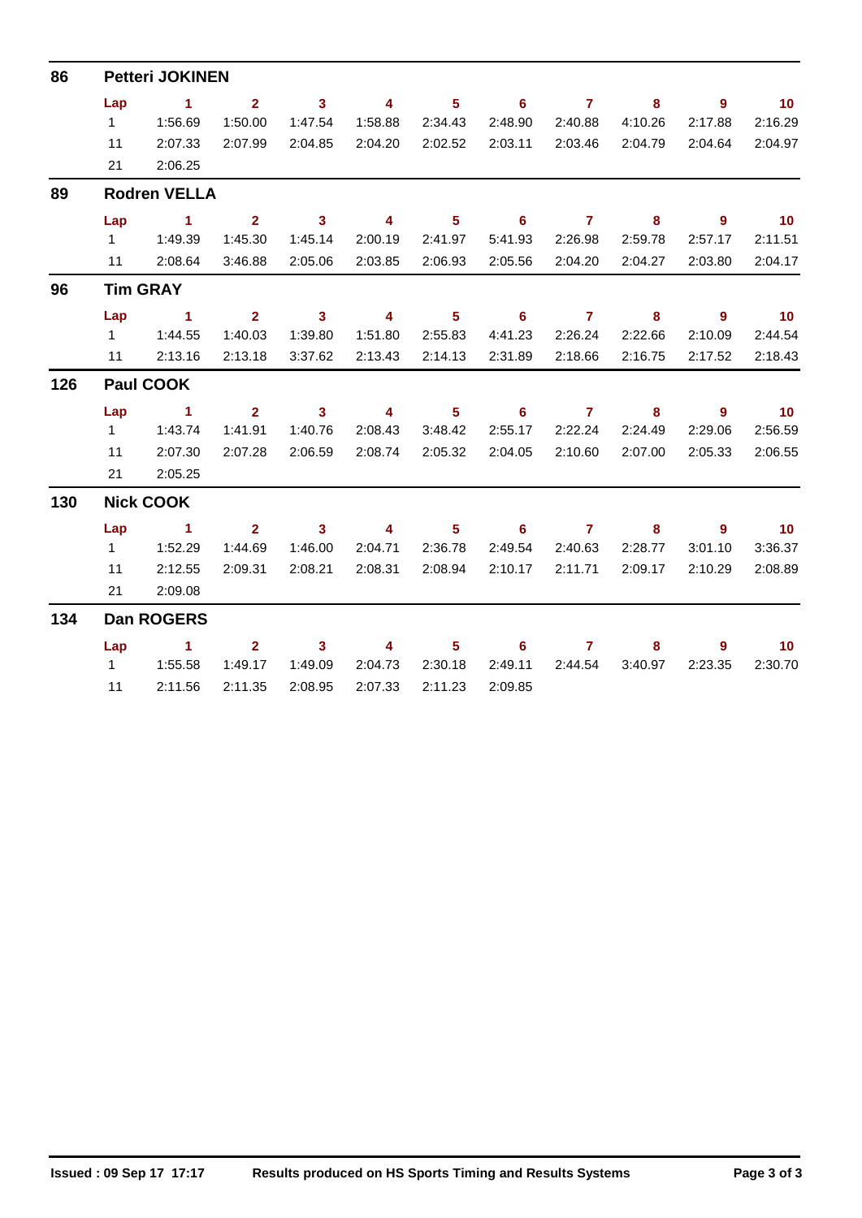## 86 Petteri JOKINEN

| Lap | 1 | 2 | 3 | 4 | 5 | 6 | 7 | 8 | 9 | 10 |
|---|---|---|---|---|---|---|---|---|---|---|
| 1 | 1:56.69 | 1:50.00 | 1:47.54 | 1:58.88 | 2:34.43 | 2:48.90 | 2:40.88 | 4:10.26 | 2:17.88 | 2:16.29 |
| 11 | 2:07.33 | 2:07.99 | 2:04.85 | 2:04.20 | 2:02.52 | 2:03.11 | 2:03.46 | 2:04.79 | 2:04.64 | 2:04.97 |
| 21 | 2:06.25 | | | | | | | | | |

## 89 Rodren VELLA

| Lap | 1 | 2 | 3 | 4 | 5 | 6 | 7 | 8 | 9 | 10 |
|---|---|---|---|---|---|---|---|---|---|---|
| 1 | 1:49.39 | 1:45.30 | 1:45.14 | 2:00.19 | 2:41.97 | 5:41.93 | 2:26.98 | 2:59.78 | 2:57.17 | 2:11.51 |
| 11 | 2:08.64 | 3:46.88 | 2:05.06 | 2:03.85 | 2:06.93 | 2:05.56 | 2:04.20 | 2:04.27 | 2:03.80 | 2:04.17 |

## 96 Tim GRAY

| Lap | 1 | 2 | 3 | 4 | 5 | 6 | 7 | 8 | 9 | 10 |
|---|---|---|---|---|---|---|---|---|---|---|
| 1 | 1:44.55 | 1:40.03 | 1:39.80 | 1:51.80 | 2:55.83 | 4:41.23 | 2:26.24 | 2:22.66 | 2:10.09 | 2:44.54 |
| 11 | 2:13.16 | 2:13.18 | 3:37.62 | 2:13.43 | 2:14.13 | 2:31.89 | 2:18.66 | 2:16.75 | 2:17.52 | 2:18.43 |

## 126 Paul COOK

| Lap | 1 | 2 | 3 | 4 | 5 | 6 | 7 | 8 | 9 | 10 |
|---|---|---|---|---|---|---|---|---|---|---|
| 1 | 1:43.74 | 1:41.91 | 1:40.76 | 2:08.43 | 3:48.42 | 2:55.17 | 2:22.24 | 2:24.49 | 2:29.06 | 2:56.59 |
| 11 | 2:07.30 | 2:07.28 | 2:06.59 | 2:08.74 | 2:05.32 | 2:04.05 | 2:10.60 | 2:07.00 | 2:05.33 | 2:06.55 |
| 21 | 2:05.25 | | | | | | | | | |

## 130 Nick COOK

| Lap | 1 | 2 | 3 | 4 | 5 | 6 | 7 | 8 | 9 | 10 |
|---|---|---|---|---|---|---|---|---|---|---|
| 1 | 1:52.29 | 1:44.69 | 1:46.00 | 2:04.71 | 2:36.78 | 2:49.54 | 2:40.63 | 2:28.77 | 3:01.10 | 3:36.37 |
| 11 | 2:12.55 | 2:09.31 | 2:08.21 | 2:08.31 | 2:08.94 | 2:10.17 | 2:11.71 | 2:09.17 | 2:10.29 | 2:08.89 |
| 21 | 2:09.08 | | | | | | | | | |

## 134 Dan ROGERS

| Lap | 1 | 2 | 3 | 4 | 5 | 6 | 7 | 8 | 9 | 10 |
|---|---|---|---|---|---|---|---|---|---|---|
| 1 | 1:55.58 | 1:49.17 | 1:49.09 | 2:04.73 | 2:30.18 | 2:49.11 | 2:44.54 | 3:40.97 | 2:23.35 | 2:30.70 |
| 11 | 2:11.56 | 2:11.35 | 2:08.95 | 2:07.33 | 2:11.23 | 2:09.85 | | | | |

Issued : 09 Sep 17 17:17 Results produced on HS Sports Timing and Results Systems